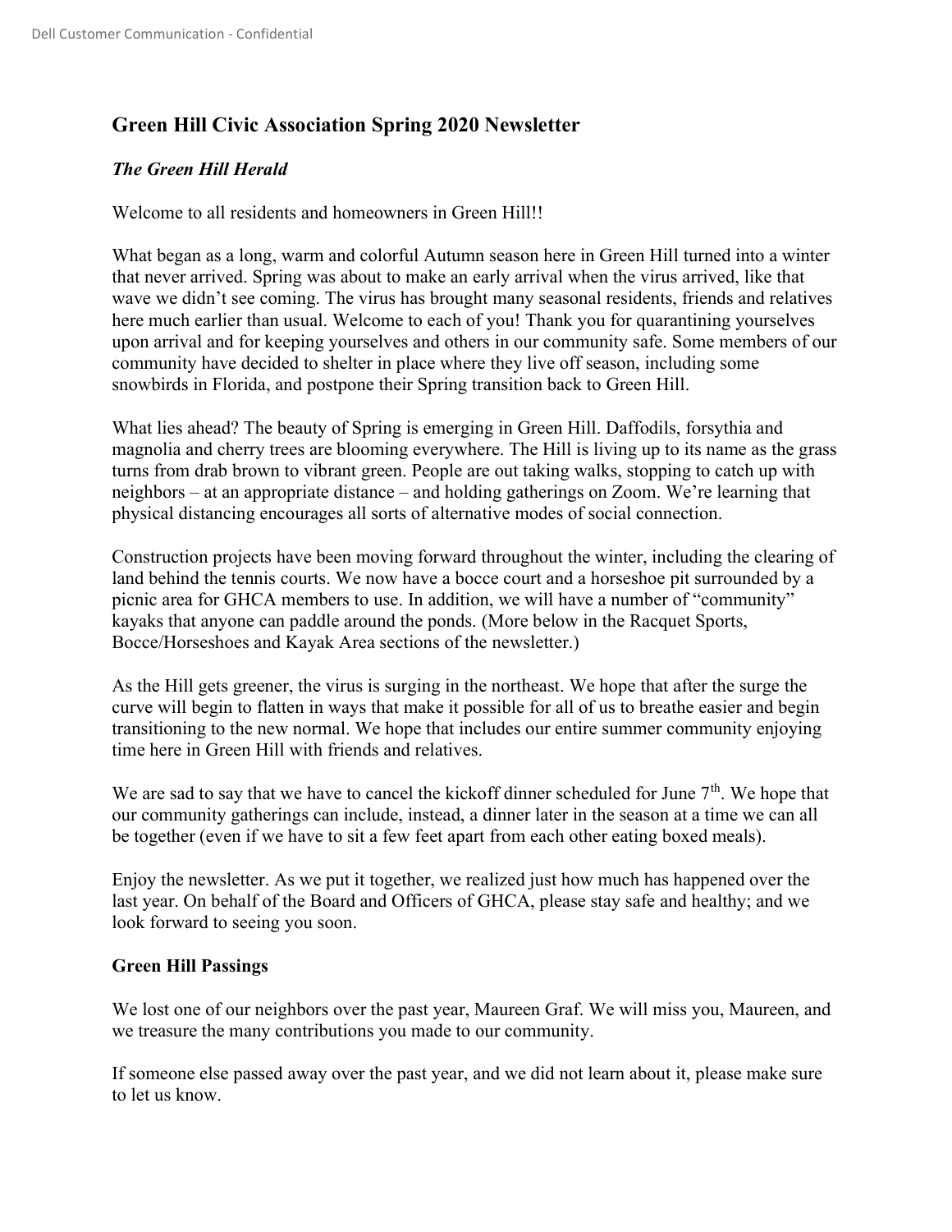## Green Hill Civic Association Spring 2020 Newsletter

### *The Green Hill Herald*

Welcome to all residents and homeowners in Green Hill!!

What began as a long, warm and colorful Autumn season here in Green Hill turned into a winter that never arrived. Spring was about to make an early arrival when the virus arrived, like that wave we didn't see coming. The virus has brought many seasonal residents, friends and relatives here much earlier than usual. Welcome to each of you! Thank you for quarantining yourselves upon arrival and for keeping yourselves and others in our community safe. Some members of our community have decided to shelter in place where they live off season, including some snowbirds in Florida, and postpone their Spring transition back to Green Hill.

What lies ahead? The beauty of Spring is emerging in Green Hill. Daffodils, forsythia and magnolia and cherry trees are blooming everywhere. The Hill is living up to its name as the grass turns from drab brown to vibrant green. People are out taking walks, stopping to catch up with neighbors – at an appropriate distance – and holding gatherings on Zoom. We're learning that physical distancing encourages all sorts of alternative modes of social connection.

Construction projects have been moving forward throughout the winter, including the clearing of land behind the tennis courts. We now have a bocce court and a horseshoe pit surrounded by a picnic area for GHCA members to use. In addition, we will have a number of "community" kayaks that anyone can paddle around the ponds. (More below in the Racquet Sports, Bocce/Horseshoes and Kayak Area sections of the newsletter.)

As the Hill gets greener, the virus is surging in the northeast. We hope that after the surge the curve will begin to flatten in ways that make it possible for all of us to breathe easier and begin transitioning to the new normal. We hope that includes our entire summer community enjoying time here in Green Hill with friends and relatives.

We are sad to say that we have to cancel the kickoff dinner scheduled for June 7th. We hope that our community gatherings can include, instead, a dinner later in the season at a time we can all be together (even if we have to sit a few feet apart from each other eating boxed meals).

Enjoy the newsletter. As we put it together, we realized just how much has happened over the last year. On behalf of the Board and Officers of GHCA, please stay safe and healthy; and we look forward to seeing you soon.

### Green Hill Passings

We lost one of our neighbors over the past year, Maureen Graf. We will miss you, Maureen, and we treasure the many contributions you made to our community.

If someone else passed away over the past year, and we did not learn about it, please make sure to let us know.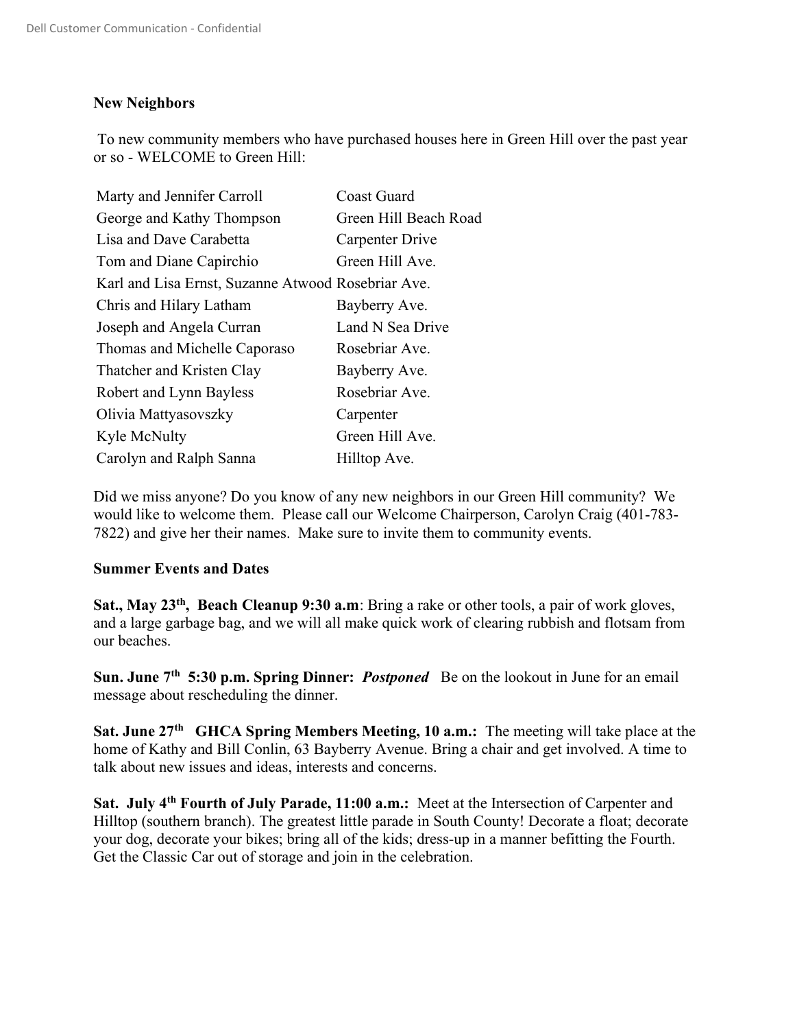**New Neighbors**

To new community members who have purchased houses here in Green Hill over the past year or so - WELCOME to Green Hill:

| | |
|---|---|
| Marty and Jennifer Carroll | Coast Guard |
| George and Kathy Thompson | Green Hill Beach Road |
| Lisa and Dave Carabetta | Carpenter Drive |
| Tom and Diane Capirchio | Green Hill Ave. |
| Karl and Lisa Ernst, Suzanne Atwood | Rosebriar Ave. |
| Chris and Hilary Latham | Bayberry Ave. |
| Joseph and Angela Curran | Land N Sea Drive |
| Thomas and Michelle Caporaso | Rosebriar Ave. |
| Thatcher and Kristen Clay | Bayberry Ave. |
| Robert and Lynn Bayless | Rosebriar Ave. |
| Olivia Mattyasovszky | Carpenter |
| Kyle McNulty | Green Hill Ave. |
| Carolyn and Ralph Sanna | Hilltop Ave. |

Did we miss anyone? Do you know of any new neighbors in our Green Hill community? We would like to welcome them. Please call our Welcome Chairperson, Carolyn Craig (401-783-7822) and give her their names. Make sure to invite them to community events.

**Summer Events and Dates**

**Sat., May 23th, Beach Cleanup 9:30 a.m**: Bring a rake or other tools, a pair of work gloves, and a large garbage bag, and we will all make quick work of clearing rubbish and flotsam from our beaches.

**Sun. June 7th 5:30 p.m. Spring Dinner:** ***Postponed*** Be on the lookout in June for an email message about rescheduling the dinner.

**Sat. June 27th GHCA Spring Members Meeting, 10 a.m.:** The meeting will take place at the home of Kathy and Bill Conlin, 63 Bayberry Avenue. Bring a chair and get involved. A time to talk about new issues and ideas, interests and concerns.

**Sat. July 4th Fourth of July Parade, 11:00 a.m.:** Meet at the Intersection of Carpenter and Hilltop (southern branch). The greatest little parade in South County! Decorate a float; decorate your dog, decorate your bikes; bring all of the kids; dress-up in a manner befitting the Fourth. Get the Classic Car out of storage and join in the celebration.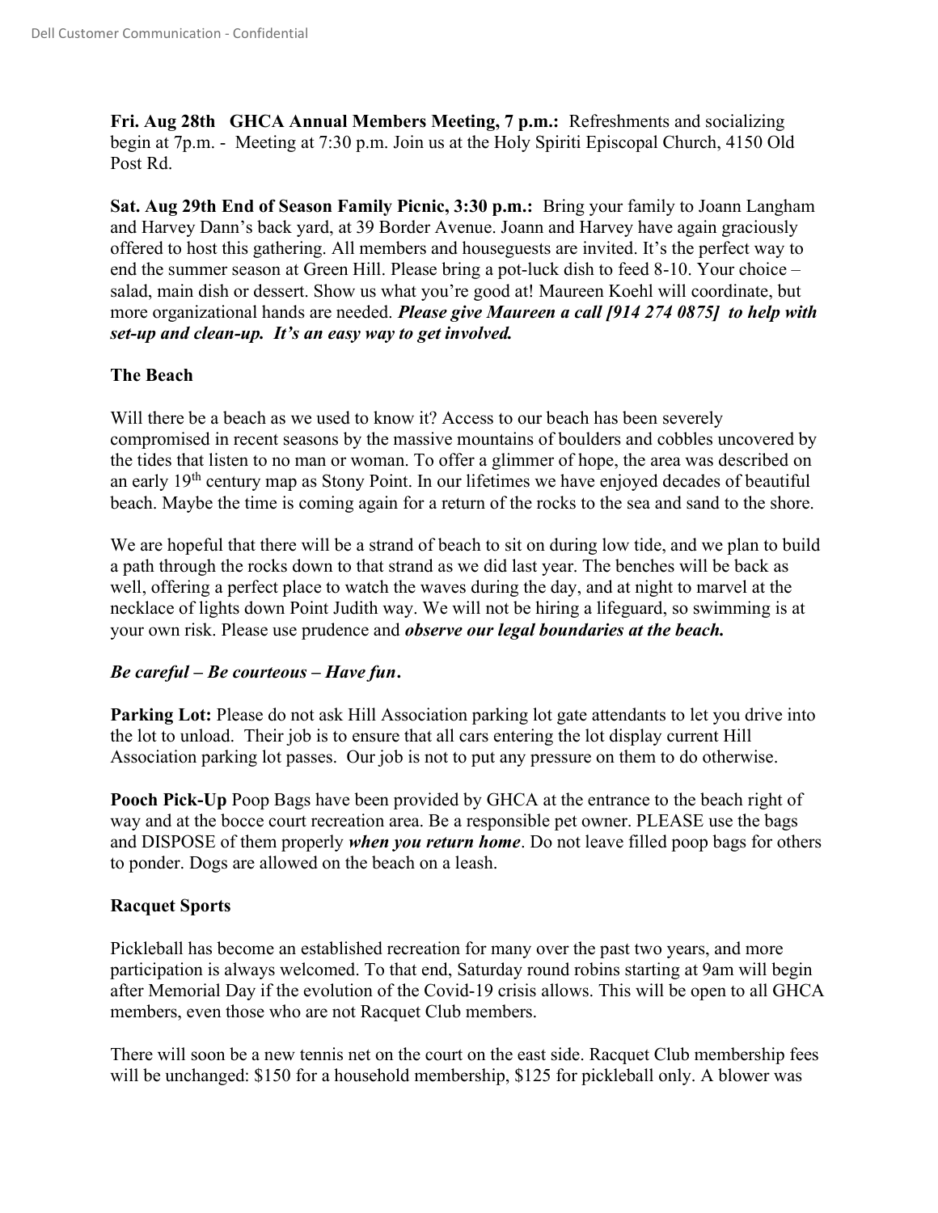**Fri. Aug 28th GHCA Annual Members Meeting, 7 p.m.:** Refreshments and socializing begin at 7p.m. - Meeting at 7:30 p.m. Join us at the Holy Spiriti Episcopal Church, 4150 Old Post Rd.

**Sat. Aug 29th End of Season Family Picnic, 3:30 p.m.:** Bring your family to Joann Langham and Harvey Dann's back yard, at 39 Border Avenue. Joann and Harvey have again graciously offered to host this gathering. All members and houseguests are invited. It's the perfect way to end the summer season at Green Hill. Please bring a pot-luck dish to feed 8-10. Your choice – salad, main dish or dessert. Show us what you're good at! Maureen Koehl will coordinate, but more organizational hands are needed. ***Please give Maureen a call [914 274 0875] to help with set-up and clean-up. It's an easy way to get involved.***

### The Beach

Will there be a beach as we used to know it? Access to our beach has been severely compromised in recent seasons by the massive mountains of boulders and cobbles uncovered by the tides that listen to no man or woman. To offer a glimmer of hope, the area was described on an early 19th century map as Stony Point. In our lifetimes we have enjoyed decades of beautiful beach. Maybe the time is coming again for a return of the rocks to the sea and sand to the shore.

We are hopeful that there will be a strand of beach to sit on during low tide, and we plan to build a path through the rocks down to that strand as we did last year. The benches will be back as well, offering a perfect place to watch the waves during the day, and at night to marvel at the necklace of lights down Point Judith way. We will not be hiring a lifeguard, so swimming is at your own risk. Please use prudence and ***observe our legal boundaries at the beach.***

***Be careful – Be courteous – Have fun.***

**Parking Lot:** Please do not ask Hill Association parking lot gate attendants to let you drive into the lot to unload. Their job is to ensure that all cars entering the lot display current Hill Association parking lot passes. Our job is not to put any pressure on them to do otherwise.

**Pooch Pick-Up** Poop Bags have been provided by GHCA at the entrance to the beach right of way and at the bocce court recreation area. Be a responsible pet owner. PLEASE use the bags and DISPOSE of them properly ***when you return home***. Do not leave filled poop bags for others to ponder. Dogs are allowed on the beach on a leash.

### Racquet Sports

Pickleball has become an established recreation for many over the past two years, and more participation is always welcomed. To that end, Saturday round robins starting at 9am will begin after Memorial Day if the evolution of the Covid-19 crisis allows. This will be open to all GHCA members, even those who are not Racquet Club members.

There will soon be a new tennis net on the court on the east side. Racquet Club membership fees will be unchanged: $150 for a household membership, $125 for pickleball only. A blower was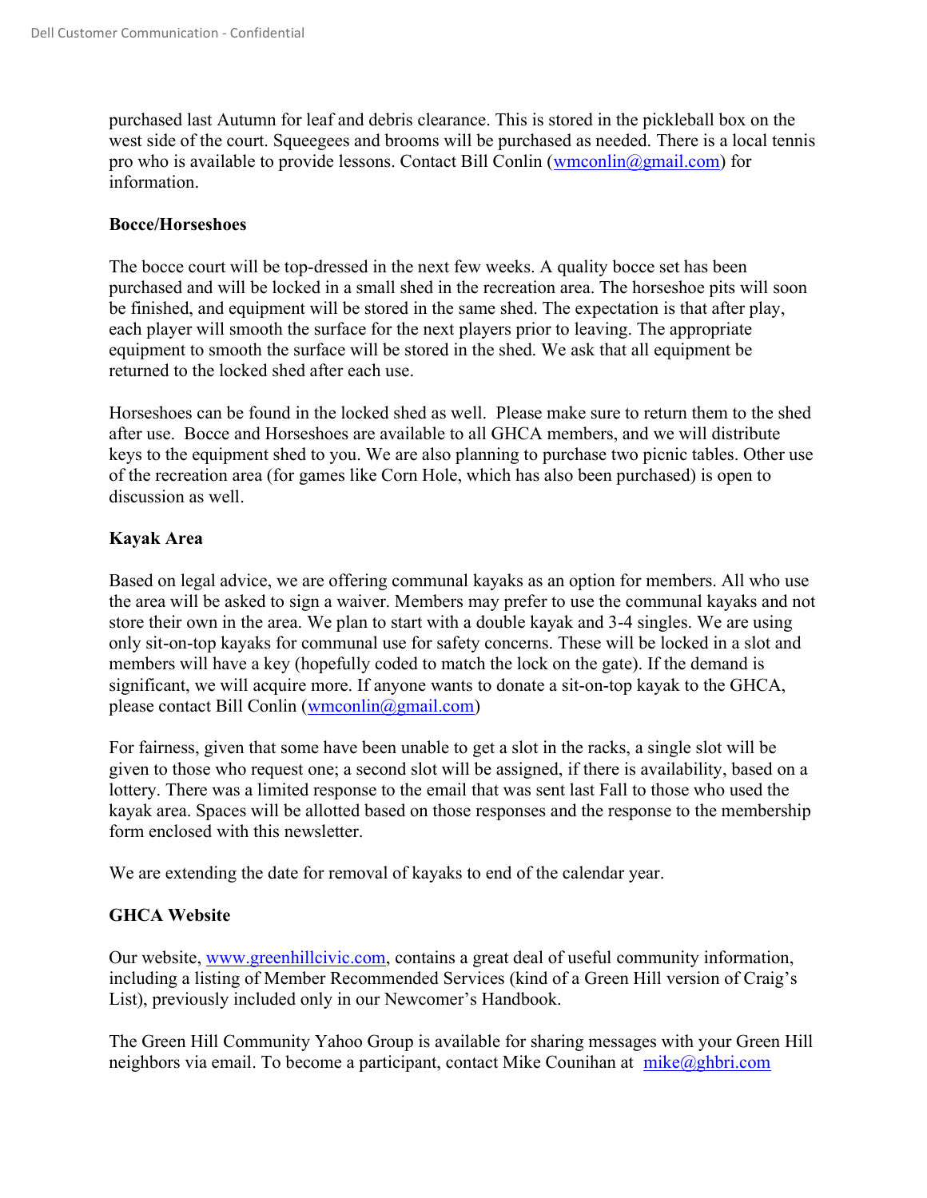purchased last Autumn for leaf and debris clearance. This is stored in the pickleball box on the west side of the court. Squeegees and brooms will be purchased as needed. There is a local tennis pro who is available to provide lessons. Contact Bill Conlin (wmconlin@gmail.com) for information.

**Bocce/Horseshoes**

The bocce court will be top-dressed in the next few weeks. A quality bocce set has been purchased and will be locked in a small shed in the recreation area. The horseshoe pits will soon be finished, and equipment will be stored in the same shed. The expectation is that after play, each player will smooth the surface for the next players prior to leaving. The appropriate equipment to smooth the surface will be stored in the shed. We ask that all equipment be returned to the locked shed after each use.

Horseshoes can be found in the locked shed as well. Please make sure to return them to the shed after use. Bocce and Horseshoes are available to all GHCA members, and we will distribute keys to the equipment shed to you. We are also planning to purchase two picnic tables. Other use of the recreation area (for games like Corn Hole, which has also been purchased) is open to discussion as well.

**Kayak Area**

Based on legal advice, we are offering communal kayaks as an option for members. All who use the area will be asked to sign a waiver. Members may prefer to use the communal kayaks and not store their own in the area. We plan to start with a double kayak and 3-4 singles. We are using only sit-on-top kayaks for communal use for safety concerns. These will be locked in a slot and members will have a key (hopefully coded to match the lock on the gate). If the demand is significant, we will acquire more. If anyone wants to donate a sit-on-top kayak to the GHCA, please contact Bill Conlin (wmconlin@gmail.com)

For fairness, given that some have been unable to get a slot in the racks, a single slot will be given to those who request one; a second slot will be assigned, if there is availability, based on a lottery. There was a limited response to the email that was sent last Fall to those who used the kayak area. Spaces will be allotted based on those responses and the response to the membership form enclosed with this newsletter.

We are extending the date for removal of kayaks to end of the calendar year.

**GHCA Website**

Our website, www.greenhillcivic.com, contains a great deal of useful community information, including a listing of Member Recommended Services (kind of a Green Hill version of Craig's List), previously included only in our Newcomer's Handbook.

The Green Hill Community Yahoo Group is available for sharing messages with your Green Hill neighbors via email. To become a participant, contact Mike Counihan at mike@ghbri.com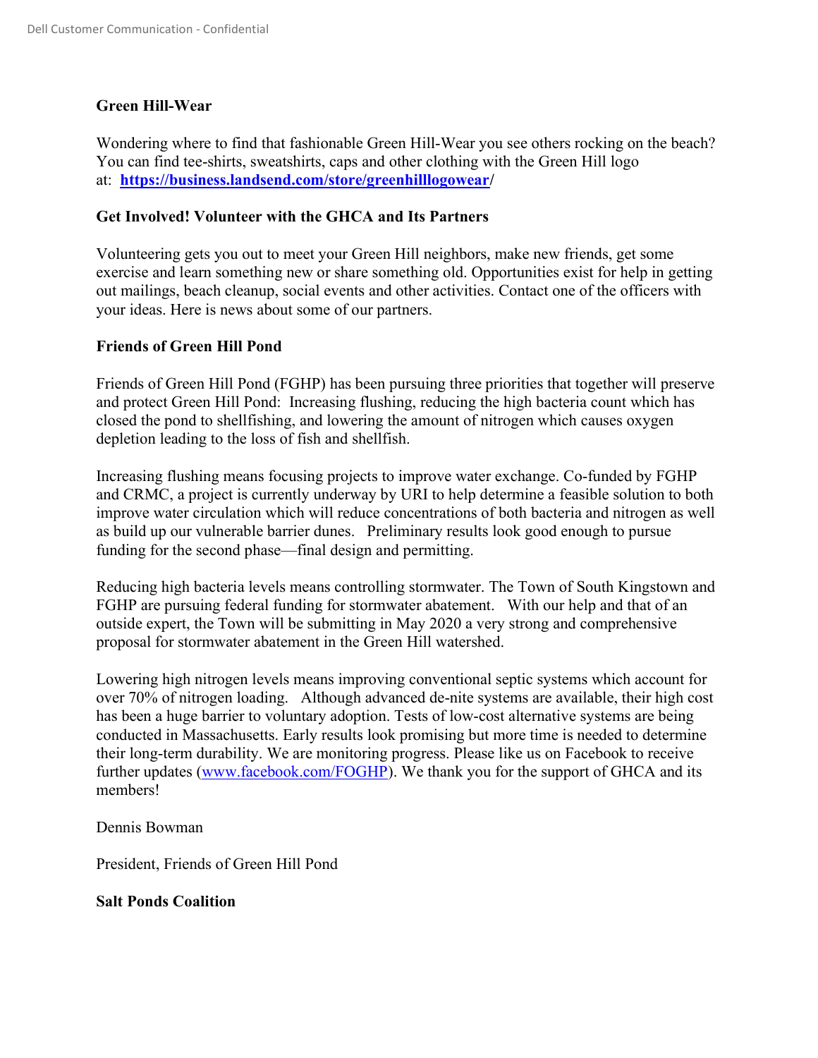**Green Hill-Wear**

Wondering where to find that fashionable Green Hill-Wear you see others rocking on the beach? You can find tee-shirts, sweatshirts, caps and other clothing with the Green Hill logo at: **https://business.landsend.com/store/greenhilllogowear/**

**Get Involved! Volunteer with the GHCA and Its Partners**

Volunteering gets you out to meet your Green Hill neighbors, make new friends, get some exercise and learn something new or share something old. Opportunities exist for help in getting out mailings, beach cleanup, social events and other activities. Contact one of the officers with your ideas. Here is news about some of our partners.

**Friends of Green Hill Pond**

Friends of Green Hill Pond (FGHP) has been pursuing three priorities that together will preserve and protect Green Hill Pond: Increasing flushing, reducing the high bacteria count which has closed the pond to shellfishing, and lowering the amount of nitrogen which causes oxygen depletion leading to the loss of fish and shellfish.

Increasing flushing means focusing projects to improve water exchange. Co-funded by FGHP and CRMC, a project is currently underway by URI to help determine a feasible solution to both improve water circulation which will reduce concentrations of both bacteria and nitrogen as well as build up our vulnerable barrier dunes. Preliminary results look good enough to pursue funding for the second phase—final design and permitting.

Reducing high bacteria levels means controlling stormwater. The Town of South Kingstown and FGHP are pursuing federal funding for stormwater abatement. With our help and that of an outside expert, the Town will be submitting in May 2020 a very strong and comprehensive proposal for stormwater abatement in the Green Hill watershed.

Lowering high nitrogen levels means improving conventional septic systems which account for over 70% of nitrogen loading. Although advanced de-nite systems are available, their high cost has been a huge barrier to voluntary adoption. Tests of low-cost alternative systems are being conducted in Massachusetts. Early results look promising but more time is needed to determine their long-term durability. We are monitoring progress. Please like us on Facebook to receive further updates (www.facebook.com/FOGHP). We thank you for the support of GHCA and its members!

Dennis Bowman

President, Friends of Green Hill Pond

**Salt Ponds Coalition**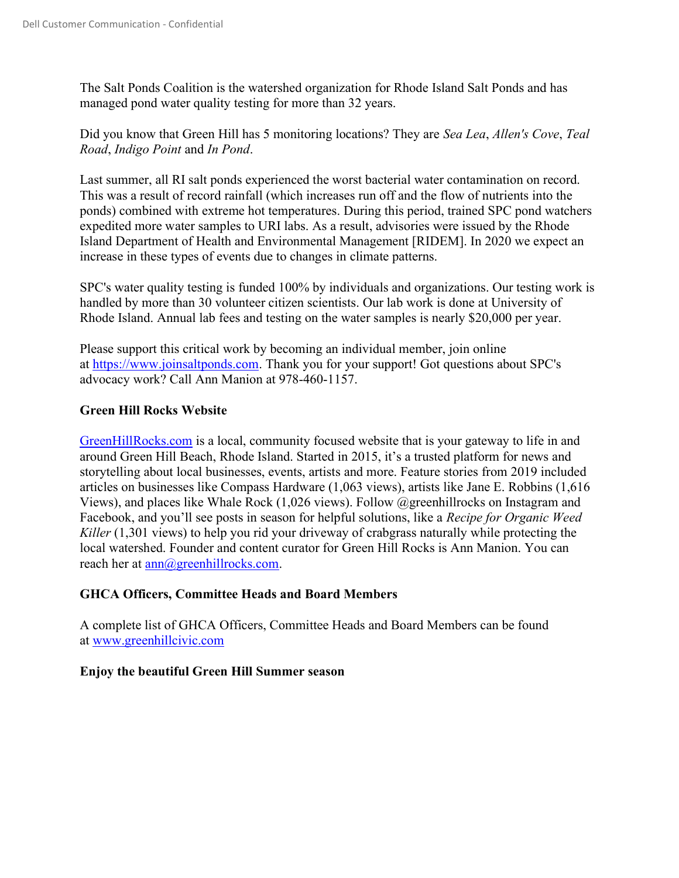The Salt Ponds Coalition is the watershed organization for Rhode Island Salt Ponds and has managed pond water quality testing for more than 32 years.

Did you know that Green Hill has 5 monitoring locations? They are *Sea Lea*, *Allen's Cove*, *Teal Road*, *Indigo Point* and *In Pond*.

Last summer, all RI salt ponds experienced the worst bacterial water contamination on record. This was a result of record rainfall (which increases run off and the flow of nutrients into the ponds) combined with extreme hot temperatures. During this period, trained SPC pond watchers expedited more water samples to URI labs. As a result, advisories were issued by the Rhode Island Department of Health and Environmental Management [RIDEM]. In 2020 we expect an increase in these types of events due to changes in climate patterns.

SPC's water quality testing is funded 100% by individuals and organizations. Our testing work is handled by more than 30 volunteer citizen scientists. Our lab work is done at University of Rhode Island. Annual lab fees and testing on the water samples is nearly $20,000 per year.

Please support this critical work by becoming an individual member, join online at [https://www.joinsaltponds.com](https://www.joinsaltponds.com). Thank you for your support! Got questions about SPC's advocacy work? Call Ann Manion at 978-460-1157.

**Green Hill Rocks Website**

[GreenHillRocks.com](GreenHillRocks.com) is a local, community focused website that is your gateway to life in and around Green Hill Beach, Rhode Island. Started in 2015, it's a trusted platform for news and storytelling about local businesses, events, artists and more. Feature stories from 2019 included articles on businesses like Compass Hardware (1,063 views), artists like Jane E. Robbins (1,616 Views), and places like Whale Rock (1,026 views). Follow @greenhillrocks on Instagram and Facebook, and you'll see posts in season for helpful solutions, like a *Recipe for Organic Weed Killer* (1,301 views) to help you rid your driveway of crabgrass naturally while protecting the local watershed. Founder and content curator for Green Hill Rocks is Ann Manion. You can reach her at [ann@greenhillrocks.com](mailto:ann@greenhillrocks.com).

**GHCA Officers, Committee Heads and Board Members**

A complete list of GHCA Officers, Committee Heads and Board Members can be found at [www.greenhillcivic.com](www.greenhillcivic.com)

**Enjoy the beautiful Green Hill Summer season**